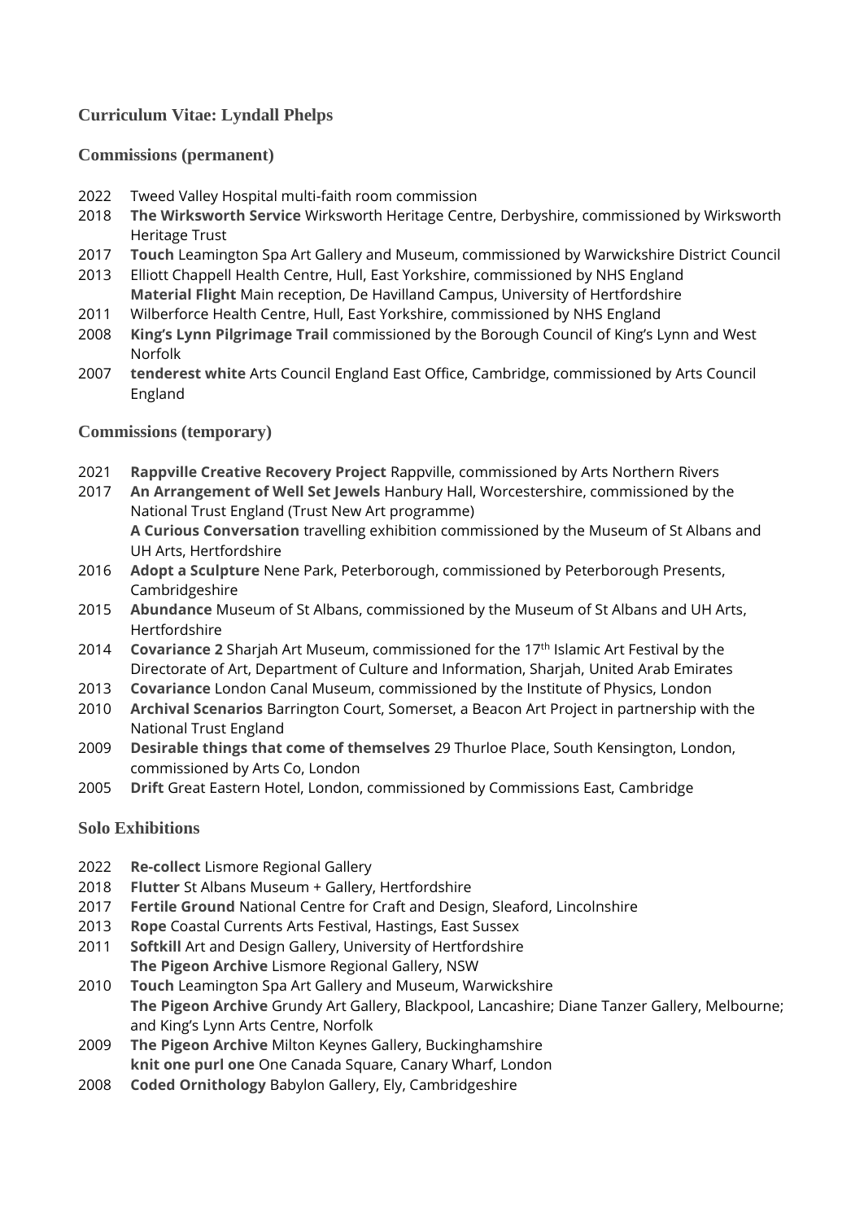# Curriculum Vitae: Lyndall Phelps

## Commissions (permanent)

- 2022 Tweed Valley Hospital multi-faith room commission
- 2018 **The Wirksworth Service** Wirksworth Heritage Centre, Derbyshire, commissioned by Wirksworth Heritage Trust
- 2017 **Touch** Leamington Spa Art Gallery and Museum, commissioned by Warwickshire District Council
- 2013 Elliott Chappell Health Centre, Hull, East Yorkshire, commissioned by NHS England
  **Material Flight** Main reception, De Havilland Campus, University of Hertfordshire
- 2011 Wilberforce Health Centre, Hull, East Yorkshire, commissioned by NHS England
- 2008 **King's Lynn Pilgrimage Trail** commissioned by the Borough Council of King's Lynn and West Norfolk
- 2007 **tenderest white** Arts Council England East Office, Cambridge, commissioned by Arts Council England

## Commissions (temporary)

- 2021 **Rappville Creative Recovery Project** Rappville, commissioned by Arts Northern Rivers
- 2017 **An Arrangement of Well Set Jewels** Hanbury Hall, Worcestershire, commissioned by the National Trust England (Trust New Art programme)
  **A Curious Conversation** travelling exhibition commissioned by the Museum of St Albans and UH Arts, Hertfordshire
- 2016 **Adopt a Sculpture** Nene Park, Peterborough, commissioned by Peterborough Presents, Cambridgeshire
- 2015 **Abundance** Museum of St Albans, commissioned by the Museum of St Albans and UH Arts, Hertfordshire
- 2014 **Covariance 2** Sharjah Art Museum, commissioned for the 17th Islamic Art Festival by the Directorate of Art, Department of Culture and Information, Sharjah, United Arab Emirates
- 2013 **Covariance** London Canal Museum, commissioned by the Institute of Physics, London
- 2010 **Archival Scenarios** Barrington Court, Somerset, a Beacon Art Project in partnership with the National Trust England
- 2009 **Desirable things that come of themselves** 29 Thurloe Place, South Kensington, London, commissioned by Arts Co, London
- 2005 **Drift** Great Eastern Hotel, London, commissioned by Commissions East, Cambridge

## Solo Exhibitions

- 2022 **Re-collect** Lismore Regional Gallery
- 2018 **Flutter** St Albans Museum + Gallery, Hertfordshire
- 2017 **Fertile Ground** National Centre for Craft and Design, Sleaford, Lincolnshire
- 2013 **Rope** Coastal Currents Arts Festival, Hastings, East Sussex
- 2011 **Softkill** Art and Design Gallery, University of Hertfordshire
  **The Pigeon Archive** Lismore Regional Gallery, NSW
- 2010 **Touch** Leamington Spa Art Gallery and Museum, Warwickshire
  **The Pigeon Archive** Grundy Art Gallery, Blackpool, Lancashire; Diane Tanzer Gallery, Melbourne; and King's Lynn Arts Centre, Norfolk
- 2009 **The Pigeon Archive** Milton Keynes Gallery, Buckinghamshire
  **knit one purl one** One Canada Square, Canary Wharf, London
- 2008 **Coded Ornithology** Babylon Gallery, Ely, Cambridgeshire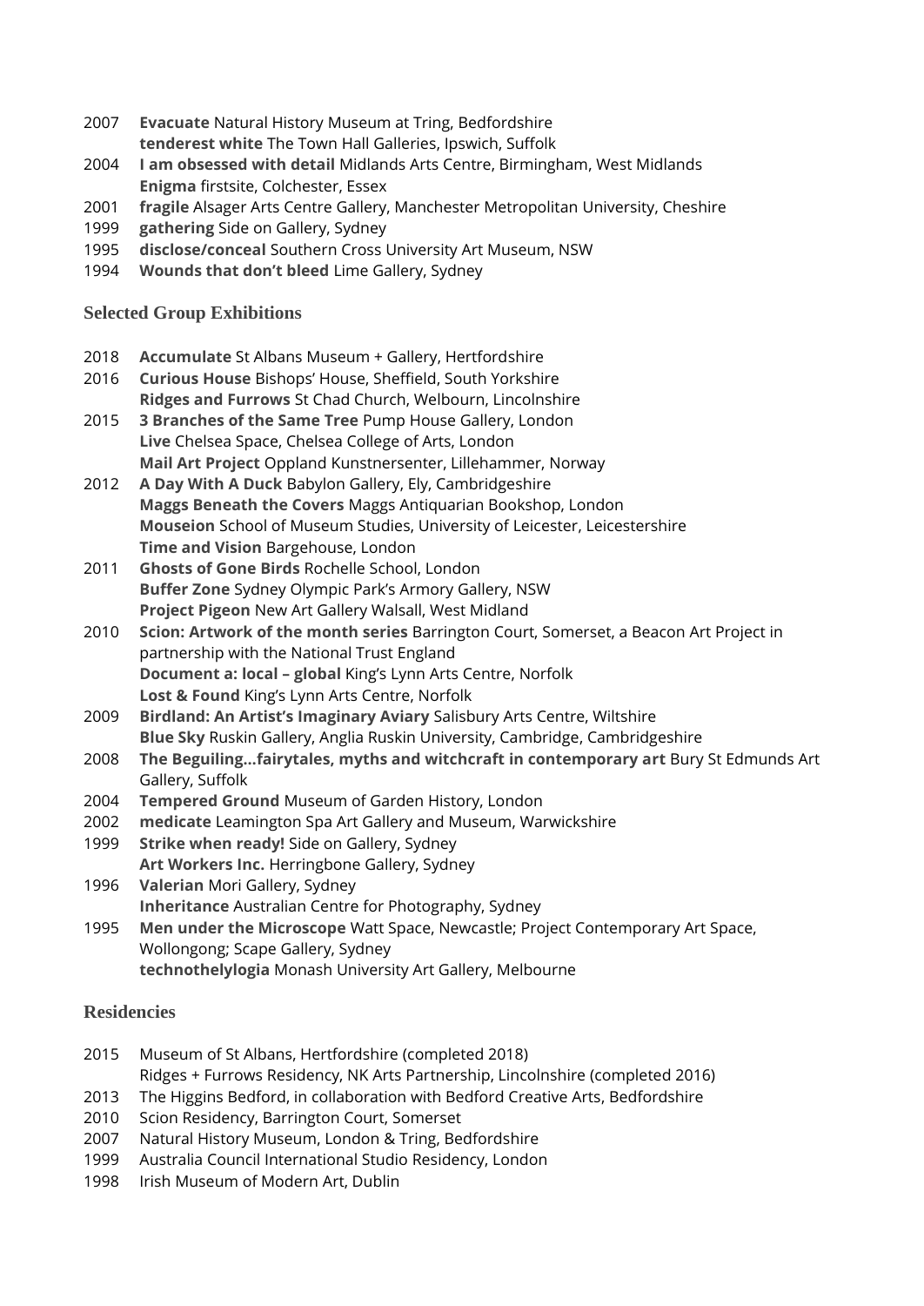2007 **Evacuate** Natural History Museum at Tring, Bedfordshire
**tenderest white** The Town Hall Galleries, Ipswich, Suffolk

2004 **I am obsessed with detail** Midlands Arts Centre, Birmingham, West Midlands
**Enigma** firstsite, Colchester, Essex

2001 **fragile** Alsager Arts Centre Gallery, Manchester Metropolitan University, Cheshire

1999 **gathering** Side on Gallery, Sydney

1995 **disclose/conceal** Southern Cross University Art Museum, NSW

1994 **Wounds that don't bleed** Lime Gallery, Sydney

### Selected Group Exhibitions

2018 **Accumulate** St Albans Museum + Gallery, Hertfordshire

2016 **Curious House** Bishops' House, Sheffield, South Yorkshire
**Ridges and Furrows** St Chad Church, Welbourn, Lincolnshire

2015 **3 Branches of the Same Tree** Pump House Gallery, London
**Live** Chelsea Space, Chelsea College of Arts, London
**Mail Art Project** Oppland Kunstnersenter, Lillehammer, Norway

2012 **A Day With A Duck** Babylon Gallery, Ely, Cambridgeshire
**Maggs Beneath the Covers** Maggs Antiquarian Bookshop, London
**Mouseion** School of Museum Studies, University of Leicester, Leicestershire
**Time and Vision** Bargehouse, London

2011 **Ghosts of Gone Birds** Rochelle School, London
**Buffer Zone** Sydney Olympic Park's Armory Gallery, NSW
**Project Pigeon** New Art Gallery Walsall, West Midland

2010 **Scion: Artwork of the month series** Barrington Court, Somerset, a Beacon Art Project in partnership with the National Trust England
**Document a: local – global** King's Lynn Arts Centre, Norfolk
**Lost & Found** King's Lynn Arts Centre, Norfolk

2009 **Birdland: An Artist's Imaginary Aviary** Salisbury Arts Centre, Wiltshire
**Blue Sky** Ruskin Gallery, Anglia Ruskin University, Cambridge, Cambridgeshire

2008 **The Beguiling…fairytales, myths and witchcraft in contemporary art** Bury St Edmunds Art Gallery, Suffolk

2004 **Tempered Ground** Museum of Garden History, London

2002 **medicate** Leamington Spa Art Gallery and Museum, Warwickshire

1999 **Strike when ready!** Side on Gallery, Sydney
**Art Workers Inc.** Herringbone Gallery, Sydney

1996 **Valerian** Mori Gallery, Sydney
**Inheritance** Australian Centre for Photography, Sydney

1995 **Men under the Microscope** Watt Space, Newcastle; Project Contemporary Art Space, Wollongong; Scape Gallery, Sydney
**technothelylogia** Monash University Art Gallery, Melbourne

### Residencies

2015 Museum of St Albans, Hertfordshire (completed 2018)
Ridges + Furrows Residency, NK Arts Partnership, Lincolnshire (completed 2016)

2013 The Higgins Bedford, in collaboration with Bedford Creative Arts, Bedfordshire

2010 Scion Residency, Barrington Court, Somerset

2007 Natural History Museum, London & Tring, Bedfordshire

1999 Australia Council International Studio Residency, London

1998 Irish Museum of Modern Art, Dublin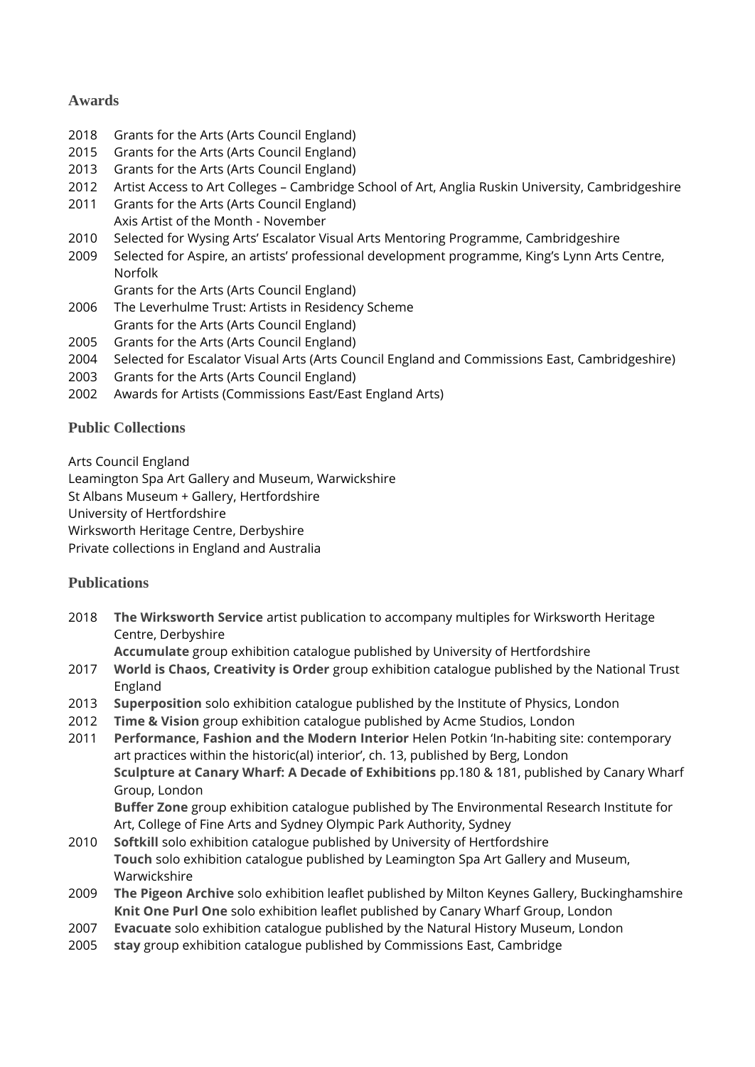## Awards

2018 Grants for the Arts (Arts Council England)
2015 Grants for the Arts (Arts Council England)
2013 Grants for the Arts (Arts Council England)
2012 Artist Access to Art Colleges – Cambridge School of Art, Anglia Ruskin University, Cambridgeshire
2011 Grants for the Arts (Arts Council England)
Axis Artist of the Month - November
2010 Selected for Wysing Arts' Escalator Visual Arts Mentoring Programme, Cambridgeshire
2009 Selected for Aspire, an artists' professional development programme, King's Lynn Arts Centre, Norfolk
Grants for the Arts (Arts Council England)
2006 The Leverhulme Trust: Artists in Residency Scheme
Grants for the Arts (Arts Council England)
2005 Grants for the Arts (Arts Council England)
2004 Selected for Escalator Visual Arts (Arts Council England and Commissions East, Cambridgeshire)
2003 Grants for the Arts (Arts Council England)
2002 Awards for Artists (Commissions East/East England Arts)

## Public Collections

Arts Council England
Leamington Spa Art Gallery and Museum, Warwickshire
St Albans Museum + Gallery, Hertfordshire
University of Hertfordshire
Wirksworth Heritage Centre, Derbyshire
Private collections in England and Australia

## Publications

2018 **The Wirksworth Service** artist publication to accompany multiples for Wirksworth Heritage Centre, Derbyshire
**Accumulate** group exhibition catalogue published by University of Hertfordshire
2017 **World is Chaos, Creativity is Order** group exhibition catalogue published by the National Trust England
2013 **Superposition** solo exhibition catalogue published by the Institute of Physics, London
2012 **Time & Vision** group exhibition catalogue published by Acme Studios, London
2011 **Performance, Fashion and the Modern Interior** Helen Potkin 'In-habiting site: contemporary art practices within the historic(al) interior', ch. 13, published by Berg, London
**Sculpture at Canary Wharf: A Decade of Exhibitions** pp.180 & 181, published by Canary Wharf Group, London
**Buffer Zone** group exhibition catalogue published by The Environmental Research Institute for Art, College of Fine Arts and Sydney Olympic Park Authority, Sydney
2010 **Softkill** solo exhibition catalogue published by University of Hertfordshire
**Touch** solo exhibition catalogue published by Leamington Spa Art Gallery and Museum, Warwickshire
2009 **The Pigeon Archive** solo exhibition leaflet published by Milton Keynes Gallery, Buckinghamshire
**Knit One Purl One** solo exhibition leaflet published by Canary Wharf Group, London
2007 **Evacuate** solo exhibition catalogue published by the Natural History Museum, London
2005 **stay** group exhibition catalogue published by Commissions East, Cambridge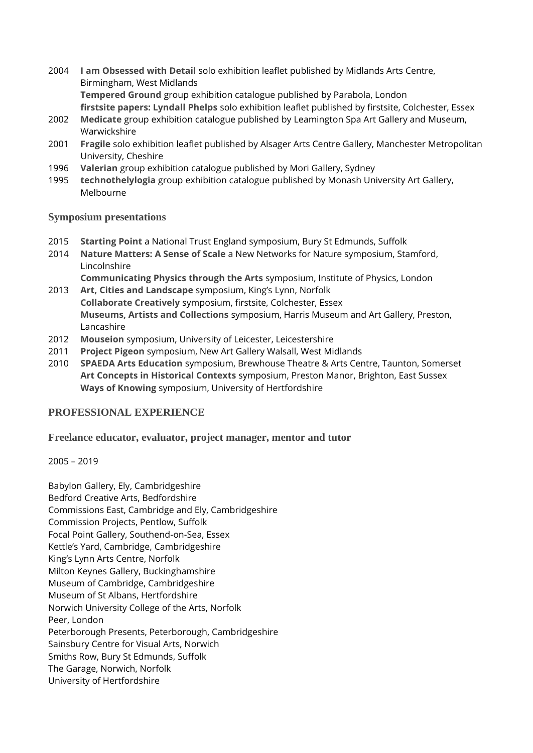2004 **I am Obsessed with Detail** solo exhibition leaflet published by Midlands Arts Centre, Birmingham, West Midlands
**Tempered Ground** group exhibition catalogue published by Parabola, London
**firstsite papers: Lyndall Phelps** solo exhibition leaflet published by firstsite, Colchester, Essex
2002 **Medicate** group exhibition catalogue published by Leamington Spa Art Gallery and Museum, Warwickshire
2001 **Fragile** solo exhibition leaflet published by Alsager Arts Centre Gallery, Manchester Metropolitan University, Cheshire
1996 **Valerian** group exhibition catalogue published by Mori Gallery, Sydney
1995 **technothelylogia** group exhibition catalogue published by Monash University Art Gallery, Melbourne

### Symposium presentations

2015 **Starting Point** a National Trust England symposium, Bury St Edmunds, Suffolk
2014 **Nature Matters: A Sense of Scale** a New Networks for Nature symposium, Stamford, Lincolnshire
**Communicating Physics through the Arts** symposium, Institute of Physics, London
2013 **Art, Cities and Landscape** symposium, King's Lynn, Norfolk
**Collaborate Creatively** symposium, firstsite, Colchester, Essex
**Museums, Artists and Collections** symposium, Harris Museum and Art Gallery, Preston, Lancashire
2012 **Mouseion** symposium, University of Leicester, Leicestershire
2011 **Project Pigeon** symposium, New Art Gallery Walsall, West Midlands
2010 **SPAEDA Arts Education** symposium, Brewhouse Theatre & Arts Centre, Taunton, Somerset
**Art Concepts in Historical Contexts** symposium, Preston Manor, Brighton, East Sussex
**Ways of Knowing** symposium, University of Hertfordshire

## PROFESSIONAL EXPERIENCE

### Freelance educator, evaluator, project manager, mentor and tutor

2005 – 2019

Babylon Gallery, Ely, Cambridgeshire
Bedford Creative Arts, Bedfordshire
Commissions East, Cambridge and Ely, Cambridgeshire
Commission Projects, Pentlow, Suffolk
Focal Point Gallery, Southend-on-Sea, Essex
Kettle's Yard, Cambridge, Cambridgeshire
King's Lynn Arts Centre, Norfolk
Milton Keynes Gallery, Buckinghamshire
Museum of Cambridge, Cambridgeshire
Museum of St Albans, Hertfordshire
Norwich University College of the Arts, Norfolk
Peer, London
Peterborough Presents, Peterborough, Cambridgeshire
Sainsbury Centre for Visual Arts, Norwich
Smiths Row, Bury St Edmunds, Suffolk
The Garage, Norwich, Norfolk
University of Hertfordshire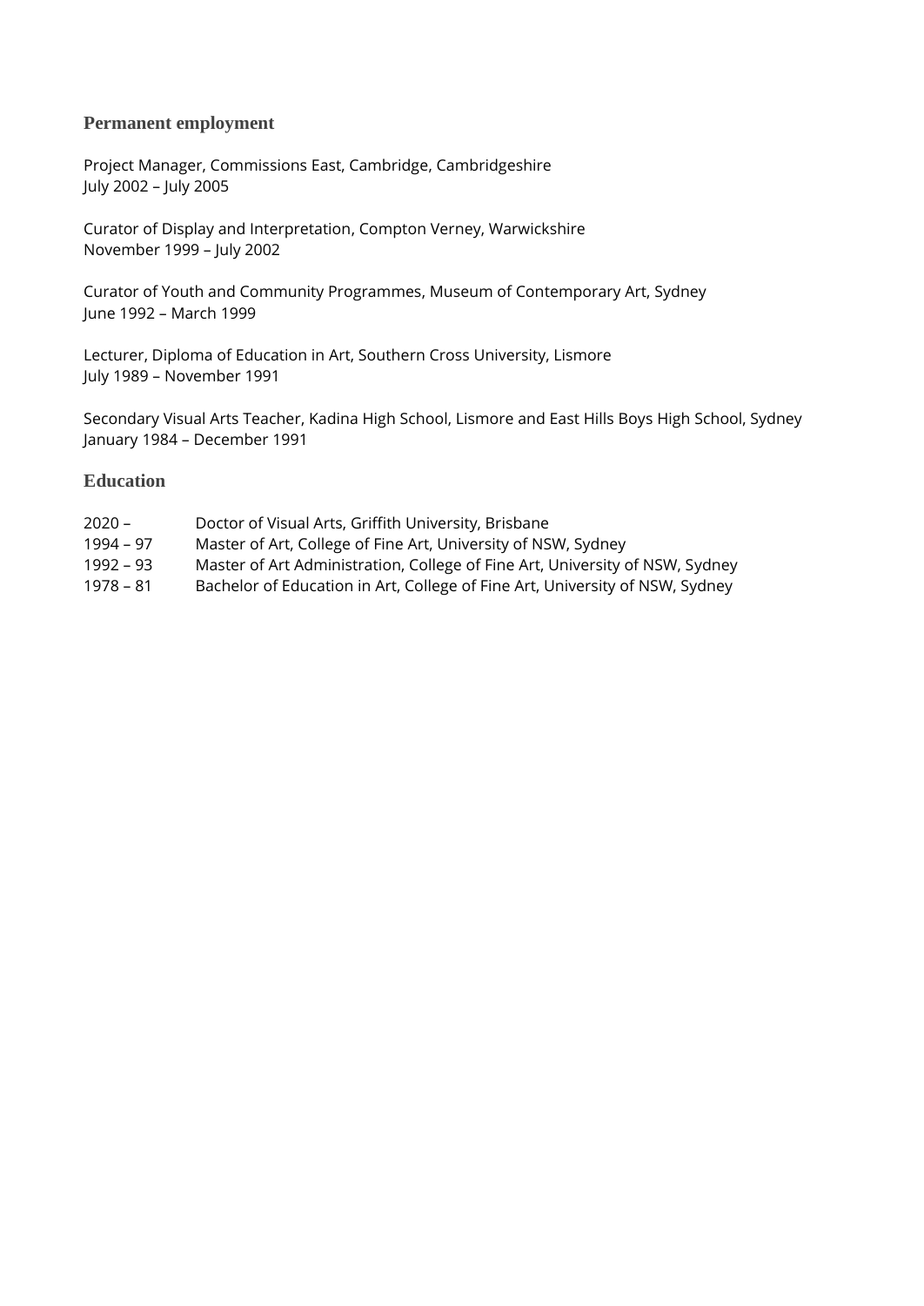## Permanent employment

Project Manager, Commissions East, Cambridge, Cambridgeshire
July 2002 – July 2005

Curator of Display and Interpretation, Compton Verney, Warwickshire
November 1999 – July 2002

Curator of Youth and Community Programmes, Museum of Contemporary Art, Sydney
June 1992 – March 1999

Lecturer, Diploma of Education in Art, Southern Cross University, Lismore
July 1989 – November 1991

Secondary Visual Arts Teacher, Kadina High School, Lismore and East Hills Boys High School, Sydney
January 1984 – December 1991

## Education

| | |
|---|---|
| 2020 – | Doctor of Visual Arts, Griffith University, Brisbane |
| 1994 – 97 | Master of Art, College of Fine Art, University of NSW, Sydney |
| 1992 – 93 | Master of Art Administration, College of Fine Art, University of NSW, Sydney |
| 1978 – 81 | Bachelor of Education in Art, College of Fine Art, University of NSW, Sydney |